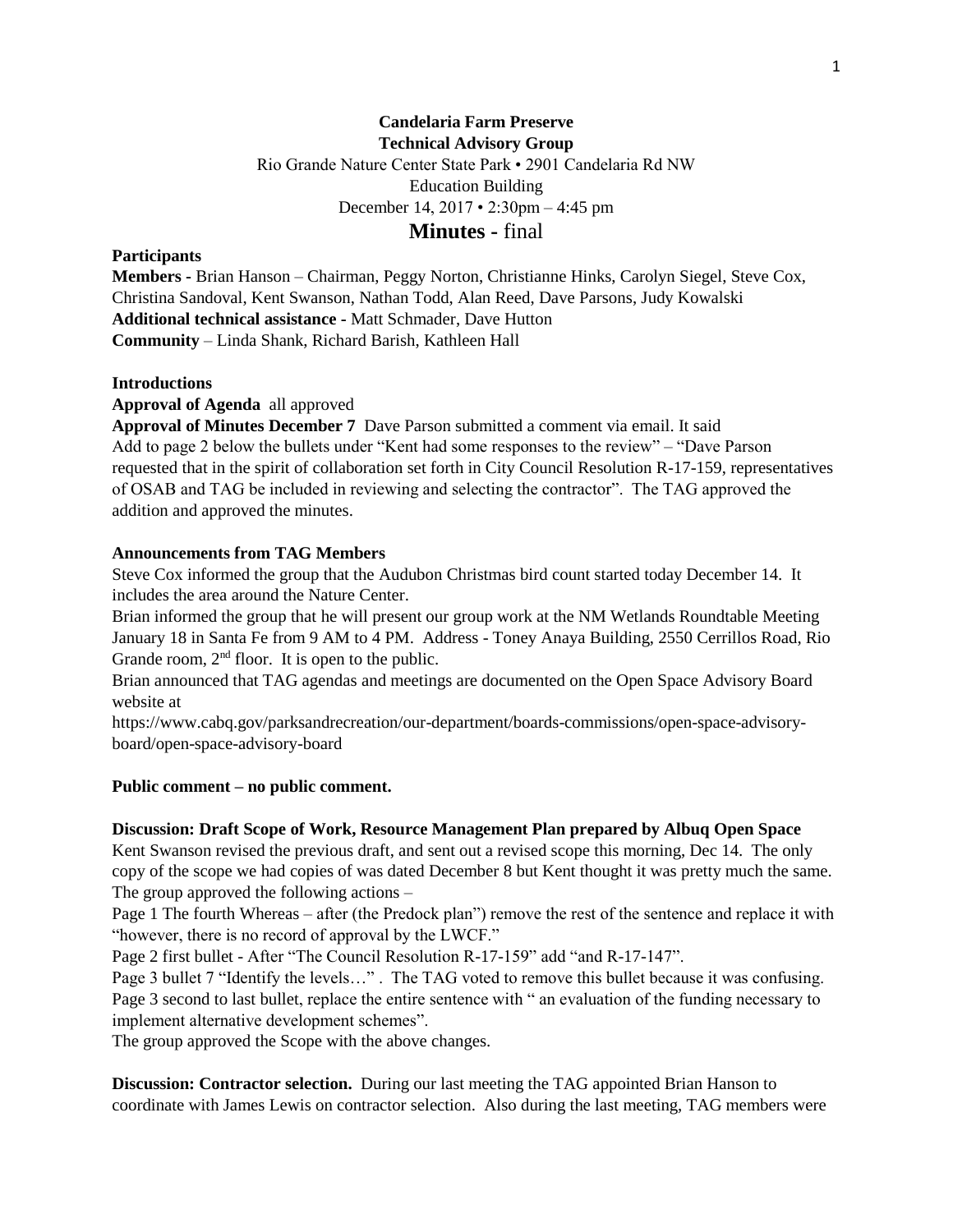**Candelaria Farm Preserve**
**Technical Advisory Group**

Rio Grande Nature Center State Park • 2901 Candelaria Rd NW
Education Building
December 14, 2017 • 2:30pm – 4:45 pm

# Minutes - final

**Participants**

**Members -** Brian Hanson – Chairman, Peggy Norton, Christianne Hinks, Carolyn Siegel, Steve Cox, Christina Sandoval, Kent Swanson, Nathan Todd, Alan Reed, Dave Parsons, Judy Kowalski

**Additional technical assistance -** Matt Schmader, Dave Hutton

**Community** – Linda Shank, Richard Barish, Kathleen Hall

**Introductions**

**Approval of Agenda** all approved

**Approval of Minutes December 7** Dave Parson submitted a comment via email. It said Add to page 2 below the bullets under "Kent had some responses to the review" – "Dave Parson requested that in the spirit of collaboration set forth in City Council Resolution R-17-159, representatives of OSAB and TAG be included in reviewing and selecting the contractor". The TAG approved the addition and approved the minutes.

**Announcements from TAG Members**

Steve Cox informed the group that the Audubon Christmas bird count started today December 14. It includes the area around the Nature Center.

Brian informed the group that he will present our group work at the NM Wetlands Roundtable Meeting January 18 in Santa Fe from 9 AM to 4 PM. Address - Toney Anaya Building, 2550 Cerrillos Road, Rio Grande room, 2nd floor. It is open to the public.

Brian announced that TAG agendas and meetings are documented on the Open Space Advisory Board website at

https://www.cabq.gov/parksandrecreation/our-department/boards-commissions/open-space-advisory-board/open-space-advisory-board

**Public comment – no public comment.**

**Discussion: Draft Scope of Work, Resource Management Plan prepared by Albuq Open Space**

Kent Swanson revised the previous draft, and sent out a revised scope this morning, Dec 14. The only copy of the scope we had copies of was dated December 8 but Kent thought it was pretty much the same. The group approved the following actions –

Page 1 The fourth Whereas – after (the Predock plan") remove the rest of the sentence and replace it with "however, there is no record of approval by the LWCF."

Page 2 first bullet - After "The Council Resolution R-17-159" add "and R-17-147".

Page 3 bullet 7 "Identify the levels…" . The TAG voted to remove this bullet because it was confusing.

Page 3 second to last bullet, replace the entire sentence with " an evaluation of the funding necessary to implement alternative development schemes".

The group approved the Scope with the above changes.

**Discussion: Contractor selection.** During our last meeting the TAG appointed Brian Hanson to coordinate with James Lewis on contractor selection. Also during the last meeting, TAG members were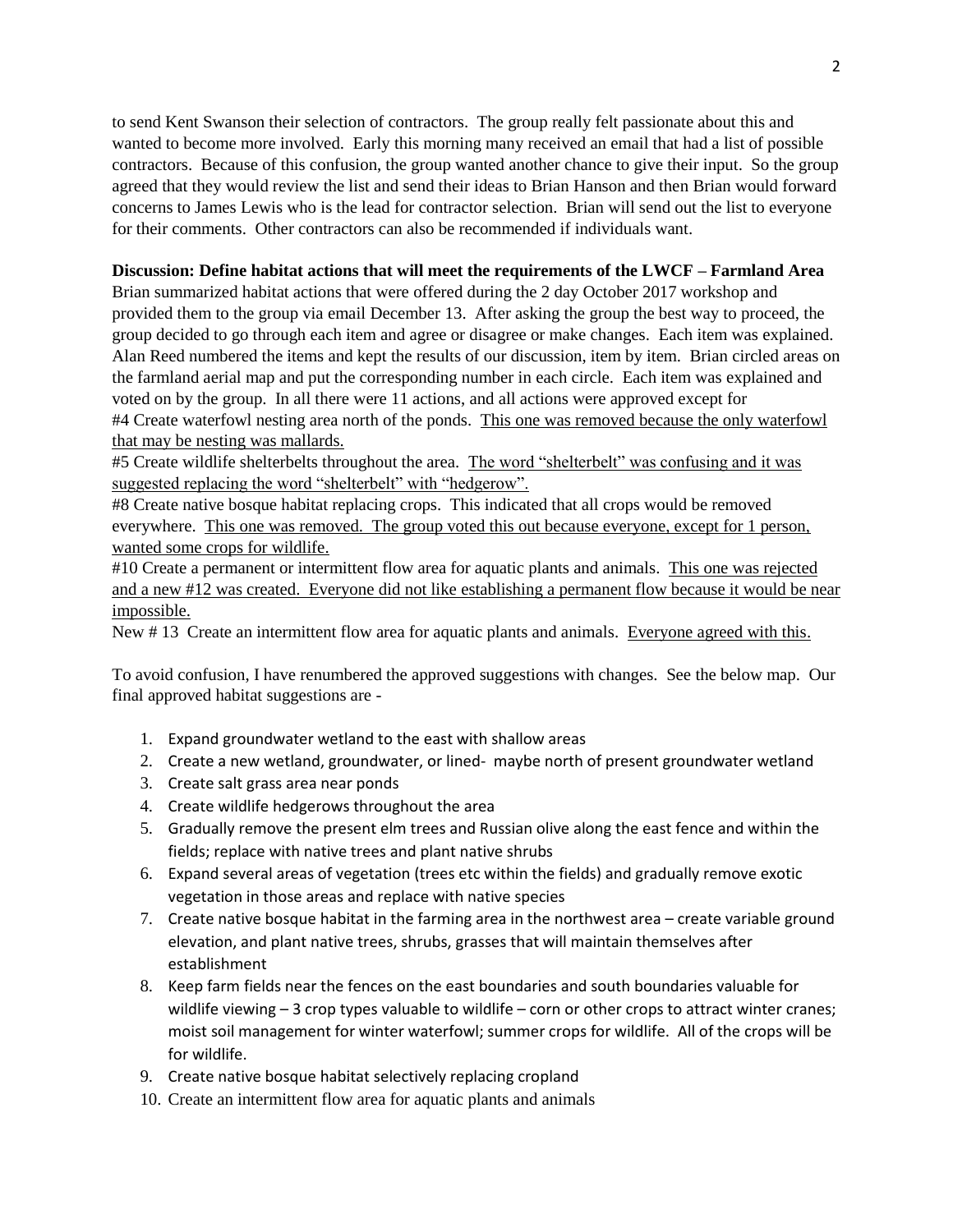to send Kent Swanson their selection of contractors. The group really felt passionate about this and wanted to become more involved. Early this morning many received an email that had a list of possible contractors. Because of this confusion, the group wanted another chance to give their input. So the group agreed that they would review the list and send their ideas to Brian Hanson and then Brian would forward concerns to James Lewis who is the lead for contractor selection. Brian will send out the list to everyone for their comments. Other contractors can also be recommended if individuals want.

**Discussion: Define habitat actions that will meet the requirements of the LWCF – Farmland Area**

Brian summarized habitat actions that were offered during the 2 day October 2017 workshop and provided them to the group via email December 13. After asking the group the best way to proceed, the group decided to go through each item and agree or disagree or make changes. Each item was explained. Alan Reed numbered the items and kept the results of our discussion, item by item. Brian circled areas on the farmland aerial map and put the corresponding number in each circle. Each item was explained and voted on by the group. In all there were 11 actions, and all actions were approved except for

#4 Create waterfowl nesting area north of the ponds. <u>This one was removed because the only waterfowl that may be nesting was mallards.</u>

#5 Create wildlife shelterbelts throughout the area. <u>The word "shelterbelt" was confusing and it was suggested replacing the word "shelterbelt" with "hedgerow".</u>

#8 Create native bosque habitat replacing crops. This indicated that all crops would be removed everywhere. <u>This one was removed. The group voted this out because everyone, except for 1 person, wanted some crops for wildlife.</u>

#10 Create a permanent or intermittent flow area for aquatic plants and animals. <u>This one was rejected and a new #12 was created. Everyone did not like establishing a permanent flow because it would be near impossible.</u>

New # 13 Create an intermittent flow area for aquatic plants and animals. <u>Everyone agreed with this.</u>

To avoid confusion, I have renumbered the approved suggestions with changes. See the below map. Our final approved habitat suggestions are -

1. Expand groundwater wetland to the east with shallow areas
2. Create a new wetland, groundwater, or lined- maybe north of present groundwater wetland
3. Create salt grass area near ponds
4. Create wildlife hedgerows throughout the area
5. Gradually remove the present elm trees and Russian olive along the east fence and within the fields; replace with native trees and plant native shrubs
6. Expand several areas of vegetation (trees etc within the fields) and gradually remove exotic vegetation in those areas and replace with native species
7. Create native bosque habitat in the farming area in the northwest area – create variable ground elevation, and plant native trees, shrubs, grasses that will maintain themselves after establishment
8. Keep farm fields near the fences on the east boundaries and south boundaries valuable for wildlife viewing – 3 crop types valuable to wildlife – corn or other crops to attract winter cranes; moist soil management for winter waterfowl; summer crops for wildlife. All of the crops will be for wildlife.
9. Create native bosque habitat selectively replacing cropland
10. Create an intermittent flow area for aquatic plants and animals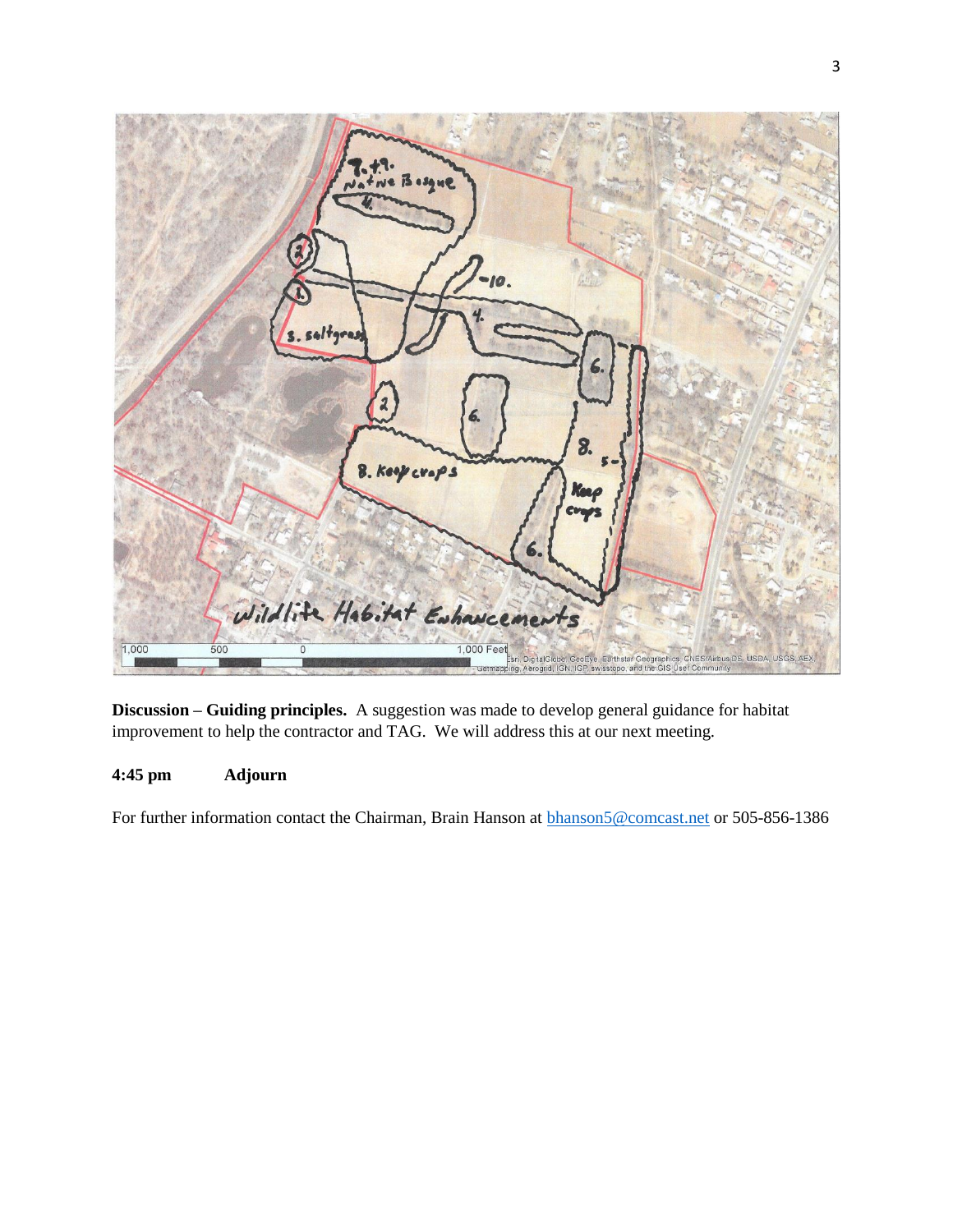9.+9. Native Bosque

4.

2

1

10.

4.

3. saltgrass

6.

2

6.

8.

5-

8. Keep crops

Keep crops

6.

Wildlife Habitat Enhancements

1,000 500 0 1,000 Feet

Esri, DigitalGlobe, GeoEye, Earthstar Geographics, CNES/Airbus DS, USDA, USGS, AEX, Getmapping, Aerogrid, IGN, IGP, swisstopo, and the GIS User Community

**Discussion – Guiding principles.** A suggestion was made to develop general guidance for habitat improvement to help the contractor and TAG. We will address this at our next meeting.

**4:45 pm Adjourn**

For further information contact the Chairman, Brain Hanson at bhanson5@comcast.net or 505-856-1386